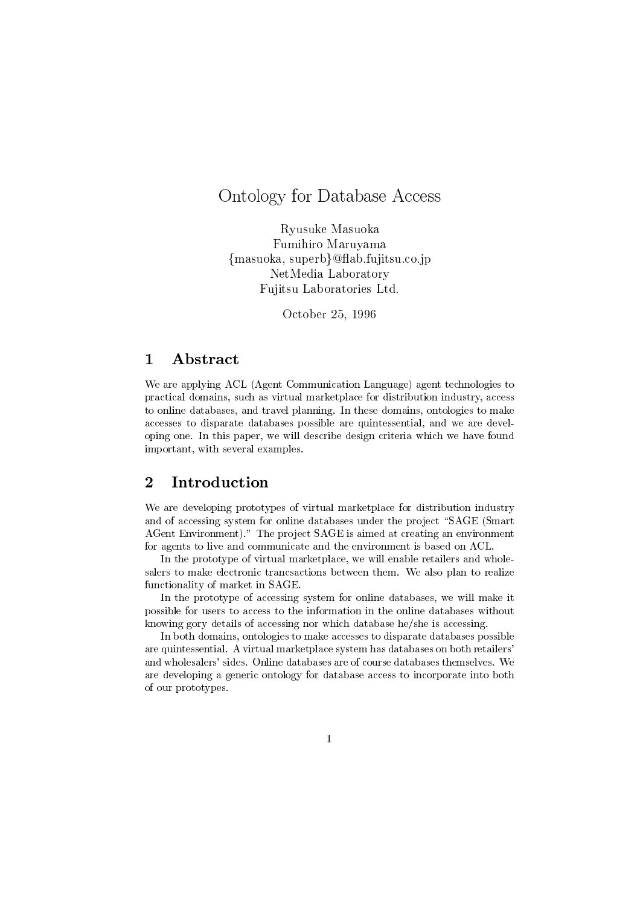# Ontology for Database Access

Ryusuke Masuoka
Fumihiro Maruyama
{masuoka, superb}@flab.fujitsu.co.jp
NetMedia Laboratory
Fujitsu Laboratories Ltd.

October 25, 1996

## 1 Abstract

We are applying ACL (Agent Communication Language) agent technologies to practical domains, such as virtual marketplace for distribution industry, access to online databases, and travel planning. In these domains, ontologies to make accesses to disparate databases possible are quintessential, and we are developing one. In this paper, we will describe design criteria which we have found important, with several examples.

## 2 Introduction

We are developing prototypes of virtual marketplace for distribution industry and of accessing system for online databases under the project "SAGE (Smart AGent Environment)." The project SAGE is aimed at creating an environment for agents to live and communicate and the environment is based on ACL.

In the prototype of virtual marketplace, we will enable retailers and wholesalers to make electronic trancsactions between them. We also plan to realize functionality of market in SAGE.

In the prototype of accessing system for online databases, we will make it possible for users to access to the information in the online databases without knowing gory details of accessing nor which database he/she is accessing.

In both domains, ontologies to make accesses to disparate databases possible are quintessential. A virtual marketplace system has databases on both retailers' and wholesalers' sides. Online databases are of course databases themselves. We are developing a generic ontology for database access to incorporate into both of our prototypes.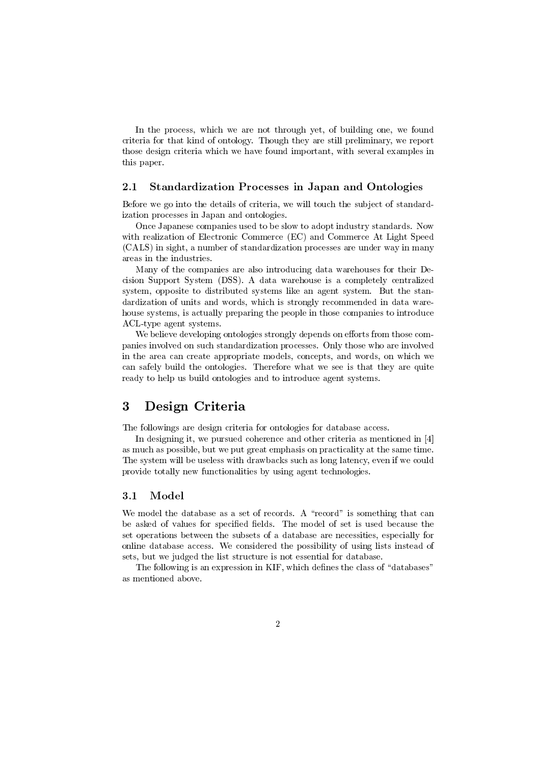In the process, which we are not through yet, of building one, we found criteria for that kind of ontology. Though they are still preliminary, we report those design criteria which we have found important, with several examples in this paper.

### 2.1 Standardization Processes in Japan and Ontologies

Before we go into the details of criteria, we will touch the subject of standardization processes in Japan and ontologies.

Once Japanese companies used to be slow to adopt industry standards. Now with realization of Electronic Commerce (EC) and Commerce At Light Speed (CALS) in sight, a number of standardization processes are under way in many areas in the industries.

Many of the companies are also introducing data warehouses for their Decision Support System (DSS). A data warehouse is a completely centralized system, opposite to distributed systems like an agent system. But the standardization of units and words, which is strongly recommended in data warehouse systems, is actually preparing the people in those companies to introduce ACL-type agent systems.

We believe developing ontologies strongly depends on efforts from those companies involved on such standardization processes. Only those who are involved in the area can create appropriate models, concepts, and words, on which we can safely build the ontologies. Therefore what we see is that they are quite ready to help us build ontologies and to introduce agent systems.

## 3 Design Criteria

The followings are design criteria for ontologies for database access.

In designing it, we pursued coherence and other criteria as mentioned in [4] as much as possible, but we put great emphasis on practicality at the same time. The system will be useless with drawbacks such as long latency, even if we could provide totally new functionalities by using agent technologies.

### 3.1 Model

We model the database as a set of records. A "record" is something that can be asked of values for specified fields. The model of set is used because the set operations between the subsets of a database are necessities, especially for online database access. We considered the possibility of using lists instead of sets, but we judged the list structure is not essential for database.

The following is an expression in KIF, which defines the class of "databases" as mentioned above.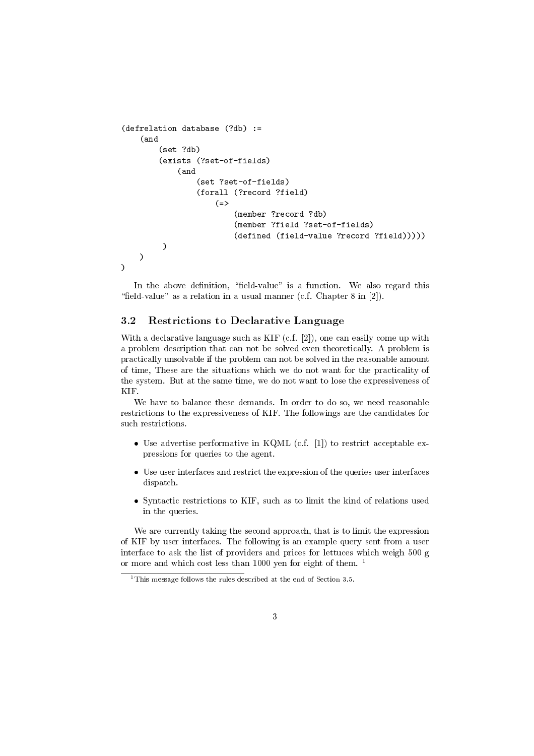```
(defrelation database (?db) :=
    (and
        (set ?db)
        (exists (?set-of-fields)
            (and
                (set ?set-of-fields)
                (forall (?record ?field)
                    (=>
                        (member ?record ?db)
                        (member ?field ?set-of-fields)
                        (defined (field-value ?record ?field)))))
         )
    )
)
```

In the above definition, "field-value" is a function. We also regard this "field-value" as a relation in a usual manner (c.f. Chapter 8 in [2]).

### 3.2 Restrictions to Declarative Language

With a declarative language such as KIF (c.f. [2]), one can easily come up with a problem description that can not be solved even theoretically. A problem is practically unsolvable if the problem can not be solved in the reasonable amount of time, These are the situations which we do not want for the practicality of the system. But at the same time, we do not want to lose the expressiveness of KIF.

We have to balance these demands. In order to do so, we need reasonable restrictions to the expressiveness of KIF. The followings are the candidates for such restrictions.

- Use advertise performative in KQML (c.f. [1]) to restrict acceptable expressions for queries to the agent.
- Use user interfaces and restrict the expression of the queries user interfaces dispatch.
- Syntactic restrictions to KIF, such as to limit the kind of relations used in the queries.

We are currently taking the second approach, that is to limit the expression of KIF by user interfaces. The following is an example query sent from a user interface to ask the list of providers and prices for lettuces which weigh 500 g or more and which cost less than 1000 yen for eight of them. [1]

[1] This message follows the rules described at the end of Section 3.5.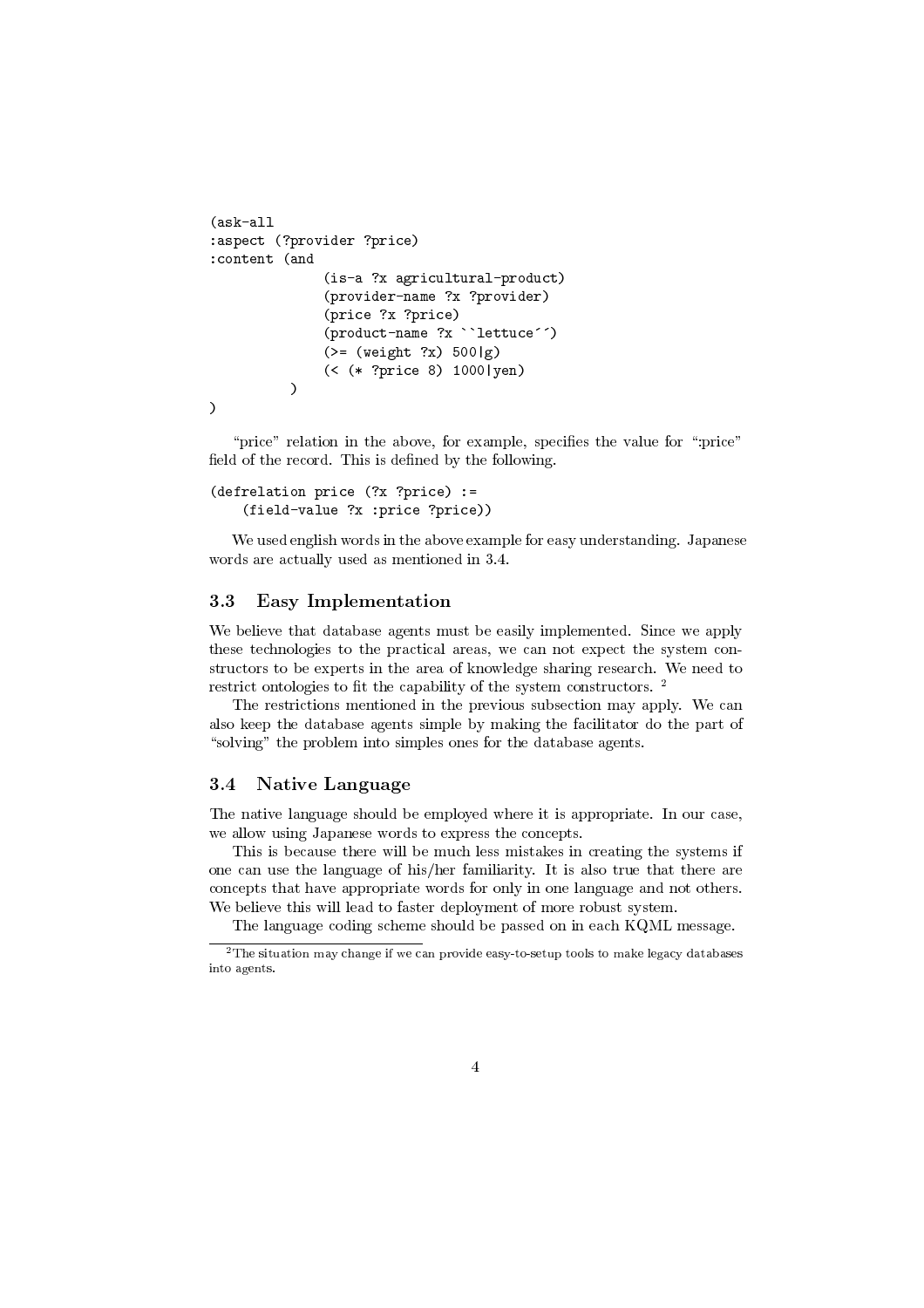```
(ask-all
:aspect (?provider ?price)
:content (and
              (is-a ?x agricultural-product)
              (provider-name ?x ?provider)
              (price ?x ?price)
              (product-name ?x ``lettuce´´)
              (>= (weight ?x) 500|g)
              (< (* ?price 8) 1000|yen)
          )
)
```

"price" relation in the above, for example, specifies the value for ":price" field of the record. This is defined by the following.

```
(defrelation price (?x ?price) :=
    (field-value ?x :price ?price))
```

We used english words in the above example for easy understanding. Japanese words are actually used as mentioned in 3.4.

### 3.3 Easy Implementation

We believe that database agents must be easily implemented. Since we apply these technologies to the practical areas, we can not expect the system constructors to be experts in the area of knowledge sharing research. We need to restrict ontologies to fit the capability of the system constructors. [2]

The restrictions mentioned in the previous subsection may apply. We can also keep the database agents simple by making the facilitator do the part of "solving" the problem into simples ones for the database agents.

### 3.4 Native Language

The native language should be employed where it is appropriate. In our case, we allow using Japanese words to express the concepts.

This is because there will be much less mistakes in creating the systems if one can use the language of his/her familiarity. It is also true that there are concepts that have appropriate words for only in one language and not others. We believe this will lead to faster deployment of more robust system.

The language coding scheme should be passed on in each KQML message.

---

[2] The situation may change if we can provide easy-to-setup tools to make legacy databases into agents.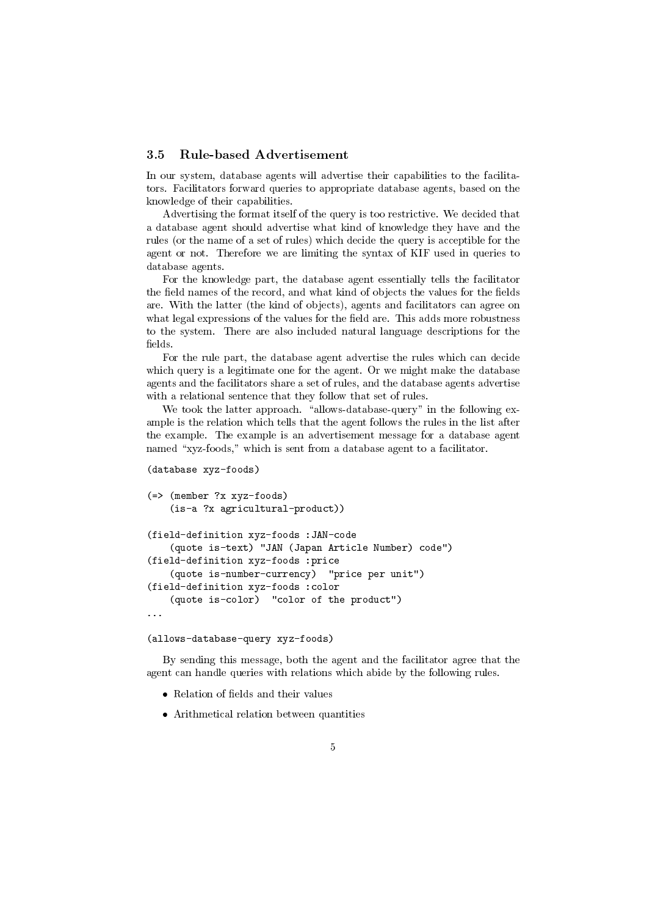### 3.5 Rule-based Advertisement

In our system, database agents will advertise their capabilities to the facilitators. Facilitators forward queries to appropriate database agents, based on the knowledge of their capabilities.

Advertising the format itself of the query is too restrictive. We decided that a database agent should advertise what kind of knowledge they have and the rules (or the name of a set of rules) which decide the query is acceptible for the agent or not. Therefore we are limiting the syntax of KIF used in queries to database agents.

For the knowledge part, the database agent essentially tells the facilitator the field names of the record, and what kind of objects the values for the fields are. With the latter (the kind of objects), agents and facilitators can agree on what legal expressions of the values for the field are. This adds more robustness to the system. There are also included natural language descriptions for the fields.

For the rule part, the database agent advertise the rules which can decide which query is a legitimate one for the agent. Or we might make the database agents and the facilitators share a set of rules, and the database agents advertise with a relational sentence that they follow that set of rules.

We took the latter approach. "allows-database-query" in the following example is the relation which tells that the agent follows the rules in the list after the example. The example is an advertisement message for a database agent named "xyz-foods," which is sent from a database agent to a facilitator.

```
(database xyz-foods)

(=> (member ?x xyz-foods)
    (is-a ?x agricultural-product))

(field-definition xyz-foods :JAN-code
    (quote is-text) "JAN (Japan Article Number) code")
(field-definition xyz-foods :price
    (quote is-number-currency)  "price per unit")
(field-definition xyz-foods :color
    (quote is-color)  "color of the product")
...

(allows-database-query xyz-foods)
```

By sending this message, both the agent and the facilitator agree that the agent can handle queries with relations which abide by the following rules.

- Relation of fields and their values
- Arithmetical relation between quantities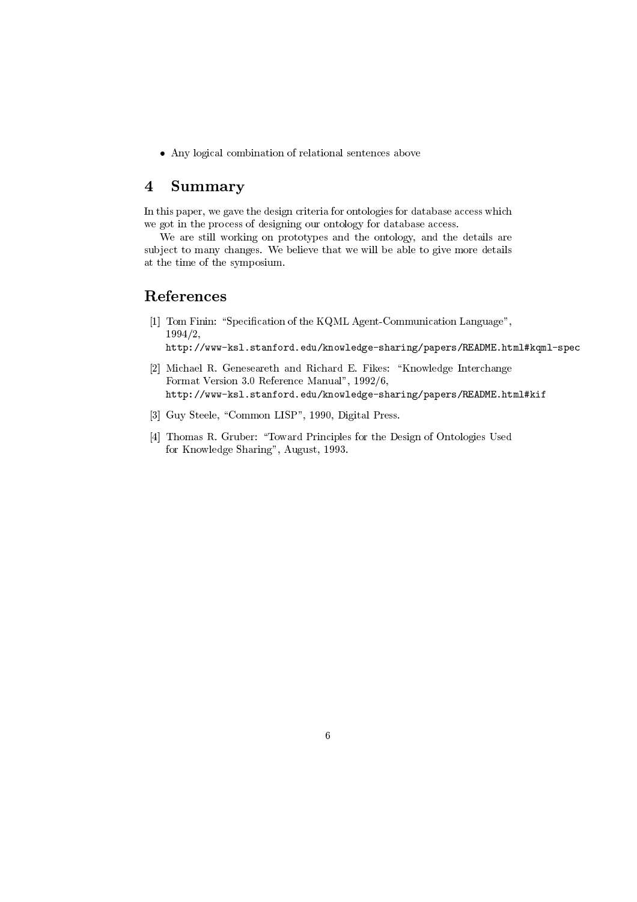- Any logical combination of relational sentences above

## 4 Summary

In this paper, we gave the design criteria for ontologies for database access which we got in the process of designing our ontology for database access.

We are still working on prototypes and the ontology, and the details are subject to many changes. We believe that we will be able to give more details at the time of the symposium.

## References

[1] Tom Finin: "Specification of the KQML Agent-Communication Language", 1994/2, `http://www-ksl.stanford.edu/knowledge-sharing/papers/README.html#kqml-spec`

[2] Michael R. Genesereth and Richard E. Fikes: "Knowledge Interchange Format Version 3.0 Reference Manual", 1992/6, `http://www-ksl.stanford.edu/knowledge-sharing/papers/README.html#kif`

[3] Guy Steele, "Common LISP", 1990, Digital Press.

[4] Thomas R. Gruber: "Toward Principles for the Design of Ontologies Used for Knowledge Sharing", August, 1993.